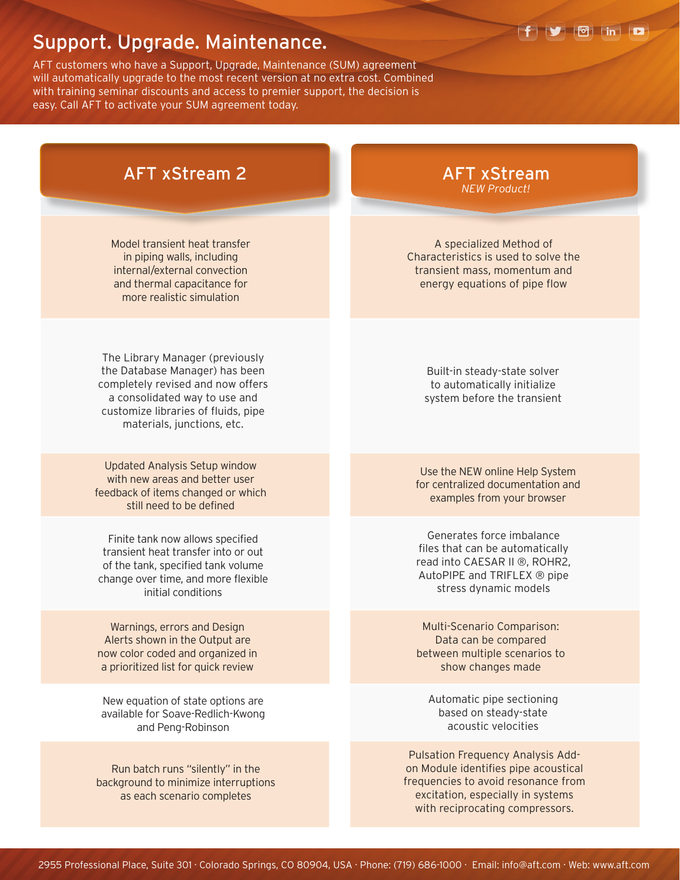# Support. Upgrade. Maintenance.

AFT customers who have a Support, Upgrade, Maintenance (SUM) agreement will automatically upgrade to the most recent version at no extra cost. Combined with training seminar discounts and access to premier support, the decision is easy. Call AFT to activate your SUM agreement today.

| AFT xStream 2 | AFT xStream *NEW Product!* |
|---|---|
| Model transient heat transfer in piping walls, including internal/external convection and thermal capacitance for more realistic simulation | A specialized Method of Characteristics is used to solve the transient mass, momentum and energy equations of pipe flow |
| The Library Manager (previously the Database Manager) has been completely revised and now offers a consolidated way to use and customize libraries of fluids, pipe materials, junctions, etc. | Built-in steady-state solver to automatically initialize system before the transient |
| Updated Analysis Setup window with new areas and better user feedback of items changed or which still need to be defined | Use the NEW online Help System for centralized documentation and examples from your browser |
| Finite tank now allows specified transient heat transfer into or out of the tank, specified tank volume change over time, and more flexible initial conditions | Generates force imbalance files that can be automatically read into CAESAR II ®, ROHR2, AutoPIPE and TRIFLEX ® pipe stress dynamic models |
| Warnings, errors and Design Alerts shown in the Output are now color coded and organized in a prioritized list for quick review | Multi-Scenario Comparison: Data can be compared between multiple scenarios to show changes made |
| New equation of state options are available for Soave-Redlich-Kwong and Peng-Robinson | Automatic pipe sectioning based on steady-state acoustic velocities |
| Run batch runs "silently" in the background to minimize interruptions as each scenario completes | Pulsation Frequency Analysis Add-on Module identifies pipe acoustical frequencies to avoid resonance from excitation, especially in systems with reciprocating compressors. |

2955 Professional Place, Suite 301 · Colorado Springs, CO 80904, USA · Phone: (719) 686-1000 · Email: info@aft.com · Web: www.aft.com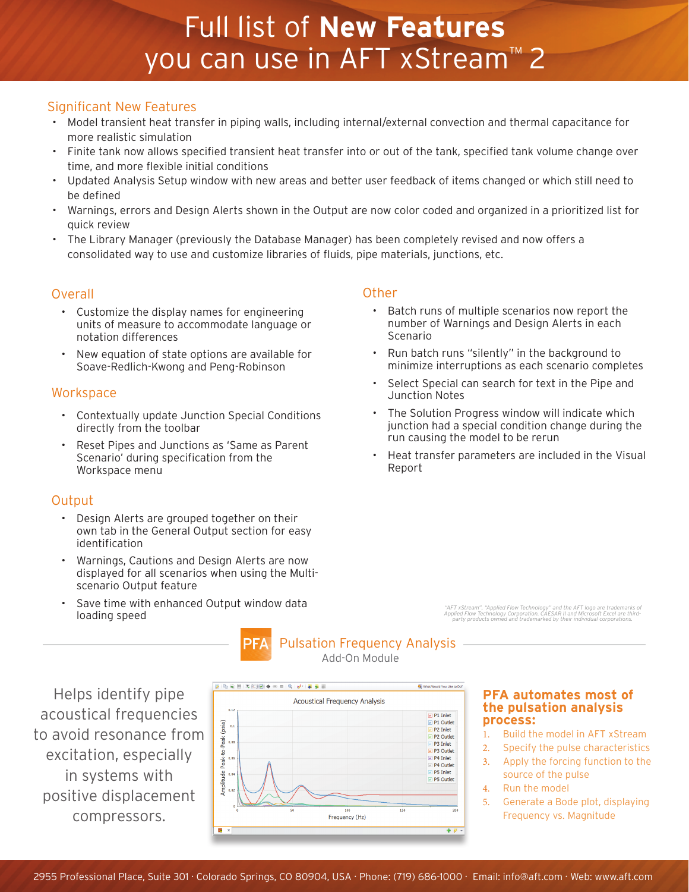# Full list of **New Features** you can use in AFT xStream™ 2

## Significant New Features

- Model transient heat transfer in piping walls, including internal/external convection and thermal capacitance for more realistic simulation
- Finite tank now allows specified transient heat transfer into or out of the tank, specified tank volume change over time, and more flexible initial conditions
- Updated Analysis Setup window with new areas and better user feedback of items changed or which still need to be defined
- Warnings, errors and Design Alerts shown in the Output are now color coded and organized in a prioritized list for quick review
- The Library Manager (previously the Database Manager) has been completely revised and now offers a consolidated way to use and customize libraries of fluids, pipe materials, junctions, etc.

## Overall

- Customize the display names for engineering units of measure to accommodate language or notation differences
- New equation of state options are available for Soave-Redlich-Kwong and Peng-Robinson

## Workspace

- Contextually update Junction Special Conditions directly from the toolbar
- Reset Pipes and Junctions as 'Same as Parent Scenario' during specification from the Workspace menu

## Output

- Design Alerts are grouped together on their own tab in the General Output section for easy identification
- Warnings, Cautions and Design Alerts are now displayed for all scenarios when using the Multi-scenario Output feature
- Save time with enhanced Output window data loading speed

## Other

- Batch runs of multiple scenarios now report the number of Warnings and Design Alerts in each Scenario
- Run batch runs "silently" in the background to minimize interruptions as each scenario completes
- Select Special can search for text in the Pipe and Junction Notes
- The Solution Progress window will indicate which junction had a special condition change during the run causing the model to be rerun
- Heat transfer parameters are included in the Visual Report

*"AFT xStream", "Applied Flow Technology" and the AFT logo are trademarks of Applied Flow Technology Corporation. CAESAR II and Microsoft Excel are third-party products owned and trademarked by their individual corporations.*

## PFA Pulsation Frequency Analysis
Add-On Module

Helps identify pipe acoustical frequencies to avoid resonance from excitation, especially in systems with positive displacement compressors.

Acoustical Frequency Analysis

Amplitude Peak-to-Peak (psia)

0.12
0.1
0.08
0.06
0.04
0.02
0

Frequency (Hz)

0
50
100
150
200

P1 Inlet
P1 Outlet
P2 Inlet
P2 Outlet
P3 Inlet
P3 Outlet
P4 Inlet
P4 Outlet
P5 Inlet
P5 Outlet

### PFA automates most of the pulsation analysis process:

1. Build the model in AFT xStream
2. Specify the pulse characteristics
3. Apply the forcing function to the source of the pulse
4. Run the model
5. Generate a Bode plot, displaying Frequency vs. Magnitude

2955 Professional Place, Suite 301 · Colorado Springs, CO 80904, USA · Phone: (719) 686-1000 · Email: info@aft.com · Web: www.aft.com